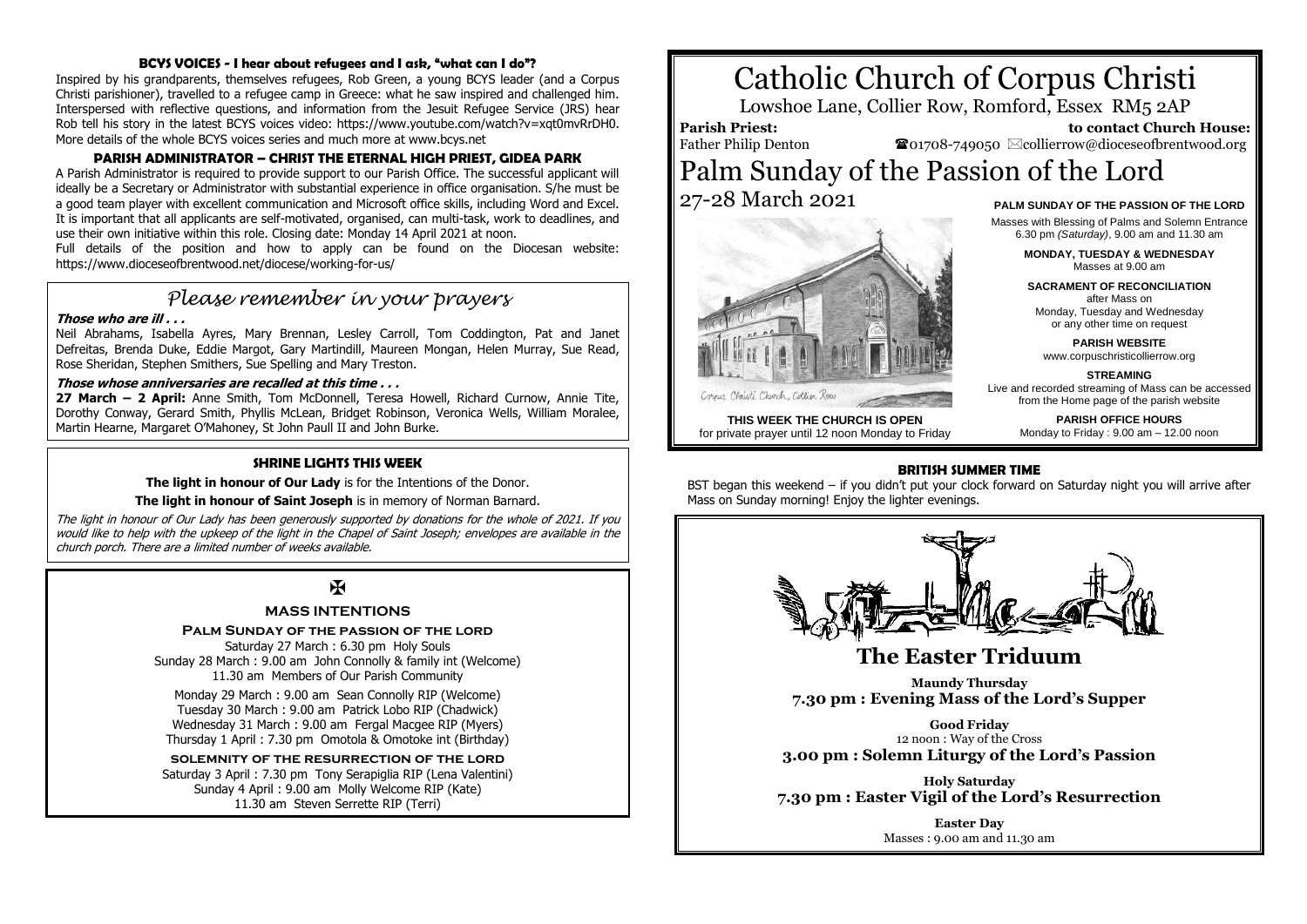# Catholic Church of Corpus Christi

Lowshoe Lane, Collier Row, Romford, Essex RM5 2AP

**Parish Priest:** Father Philip Denton

**to contact Church House:** ☎01708-749050 ✉collierrow@dioceseofbrentwood.org

# Palm Sunday of the Passion of the Lord

27-28 March 2021

Corpus Christi Church, Collier Row

**THIS WEEK THE CHURCH IS OPEN** for private prayer until 12 noon Monday to Friday

**PALM SUNDAY OF THE PASSION OF THE LORD**

Masses with Blessing of Palms and Solemn Entrance 6.30 pm *(Saturday)*, 9.00 am and 11.30 am

**MONDAY, TUESDAY & WEDNESDAY**
Masses at 9.00 am

**SACRAMENT OF RECONCILIATION**
after Mass on Monday, Tuesday and Wednesday or any other time on request

**PARISH WEBSITE**
www.corpuschristicollierrow.org

**STREAMING**
Live and recorded streaming of Mass can be accessed from the Home page of the parish website

**PARISH OFFICE HOURS**
Monday to Friday : 9.00 am – 12.00 noon

## BRITISH SUMMER TIME

BST began this weekend – if you didn't put your clock forward on Saturday night you will arrive after Mass on Sunday morning! Enjoy the lighter evenings.

## The Easter Triduum

**Maundy Thursday**
**7.30 pm : Evening Mass of the Lord's Supper**

**Good Friday**
12 noon : Way of the Cross
**3.00 pm : Solemn Liturgy of the Lord's Passion**

**Holy Saturday**
**7.30 pm : Easter Vigil of the Lord's Resurrection**

**Easter Day**
Masses : 9.00 am and 11.30 am

## BCYS VOICES - I hear about refugees and I ask, "what can I do"?

Inspired by his grandparents, themselves refugees, Rob Green, a young BCYS leader (and a Corpus Christi parishioner), travelled to a refugee camp in Greece: what he saw inspired and challenged him. Interspersed with reflective questions, and information from the Jesuit Refugee Service (JRS) hear Rob tell his story in the latest BCYS voices video: https://www.youtube.com/watch?v=xqt0mvRrDH0. More details of the whole BCYS voices series and much more at www.bcys.net

## PARISH ADMINISTRATOR – CHRIST THE ETERNAL HIGH PRIEST, GIDEA PARK

A Parish Administrator is required to provide support to our Parish Office. The successful applicant will ideally be a Secretary or Administrator with substantial experience in office organisation. S/he must be a good team player with excellent communication and Microsoft office skills, including Word and Excel. It is important that all applicants are self-motivated, organised, can multi-task, work to deadlines, and use their own initiative within this role. Closing date: Monday 14 April 2021 at noon.

Full details of the position and how to apply can be found on the Diocesan website: https://www.dioceseofbrentwood.net/diocese/working-for-us/

## *Please remember in your prayers*

***Those who are ill . . .***

Neil Abrahams, Isabella Ayres, Mary Brennan, Lesley Carroll, Tom Coddington, Pat and Janet Defreitas, Brenda Duke, Eddie Margot, Gary Martindill, Maureen Mongan, Helen Murray, Sue Read, Rose Sheridan, Stephen Smithers, Sue Spelling and Mary Treston.

***Those whose anniversaries are recalled at this time . . .***

**27 March – 2 April:** Anne Smith, Tom McDonnell, Teresa Howell, Richard Curnow, Annie Tite, Dorothy Conway, Gerard Smith, Phyllis McLean, Bridget Robinson, Veronica Wells, William Moralee, Martin Hearne, Margaret O'Mahoney, St John Paull II and John Burke.

## SHRINE LIGHTS THIS WEEK

**The light in honour of Our Lady** is for the Intentions of the Donor.

**The light in honour of Saint Joseph** is in memory of Norman Barnard.

*The light in honour of Our Lady has been generously supported by donations for the whole of 2021. If you would like to help with the upkeep of the light in the Chapel of Saint Joseph; envelopes are available in the church porch. There are a limited number of weeks available.*

✠

## MASS INTENTIONS

**Palm Sunday of the passion of the lord**

Saturday 27 March : 6.30 pm Holy Souls
Sunday 28 March : 9.00 am John Connolly & family int (Welcome)
11.30 am Members of Our Parish Community

Monday 29 March : 9.00 am Sean Connolly RIP (Welcome)
Tuesday 30 March : 9.00 am Patrick Lobo RIP (Chadwick)
Wednesday 31 March : 9.00 am Fergal Macgee RIP (Myers)
Thursday 1 April : 7.30 pm Omotola & Omotoke int (Birthday)

**solemnity of the resurrection of the lord**

Saturday 3 April : 7.30 pm Tony Serapiglia RIP (Lena Valentini)
Sunday 4 April : 9.00 am Molly Welcome RIP (Kate)
11.30 am Steven Serrette RIP (Terri)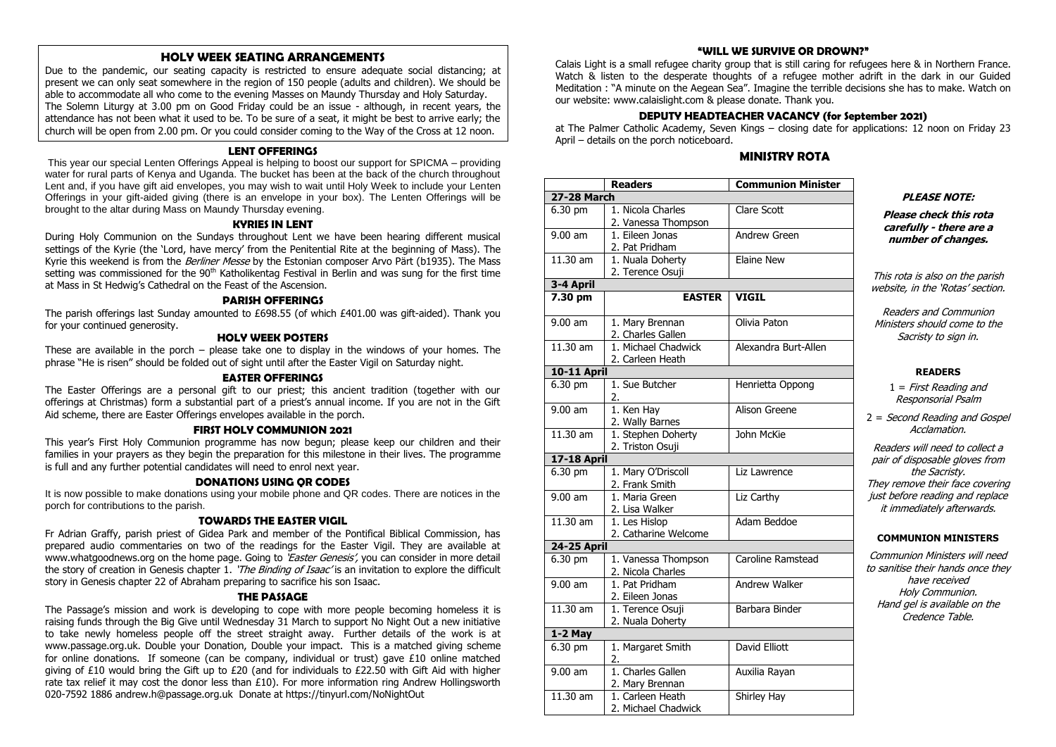## HOLY WEEK SEATING ARRANGEMENTS

Due to the pandemic, our seating capacity is restricted to ensure adequate social distancing; at present we can only seat somewhere in the region of 150 people (adults and children). We should be able to accommodate all who come to the evening Masses on Maundy Thursday and Holy Saturday. The Solemn Liturgy at 3.00 pm on Good Friday could be an issue - although, in recent years, the attendance has not been what it used to be. To be sure of a seat, it might be best to arrive early; the church will be open from 2.00 pm. Or you could consider coming to the Way of the Cross at 12 noon.

### LENT OFFERINGS

This year our special Lenten Offerings Appeal is helping to boost our support for SPICMA – providing water for rural parts of Kenya and Uganda. The bucket has been at the back of the church throughout Lent and, if you have gift aid envelopes, you may wish to wait until Holy Week to include your Lenten Offerings in your gift-aided giving (there is an envelope in your box). The Lenten Offerings will be brought to the altar during Mass on Maundy Thursday evening.

### KYRIES IN LENT

During Holy Communion on the Sundays throughout Lent we have been hearing different musical settings of the Kyrie (the 'Lord, have mercy' from the Penitential Rite at the beginning of Mass). The Kyrie this weekend is from the *Berliner Messe* by the Estonian composer Arvo Pärt (b1935). The Mass setting was commissioned for the 90th Katholikentag Festival in Berlin and was sung for the first time at Mass in St Hedwig's Cathedral on the Feast of the Ascension.

### PARISH OFFERINGS

The parish offerings last Sunday amounted to £698.55 (of which £401.00 was gift-aided). Thank you for your continued generosity.

### HOLY WEEK POSTERS

These are available in the porch – please take one to display in the windows of your homes. The phrase "He is risen" should be folded out of sight until after the Easter Vigil on Saturday night.

### EASTER OFFERINGS

The Easter Offerings are a personal gift to our priest; this ancient tradition (together with our offerings at Christmas) form a substantial part of a priest's annual income. If you are not in the Gift Aid scheme, there are Easter Offerings envelopes available in the porch.

### FIRST HOLY COMMUNION 2021

This year's First Holy Communion programme has now begun; please keep our children and their families in your prayers as they begin the preparation for this milestone in their lives. The programme is full and any further potential candidates will need to enrol next year.

### DONATIONS USING QR CODES

It is now possible to make donations using your mobile phone and QR codes. There are notices in the porch for contributions to the parish.

### TOWARDS THE EASTER VIGIL

Fr Adrian Graffy, parish priest of Gidea Park and member of the Pontifical Biblical Commission, has prepared audio commentaries on two of the readings for the Easter Vigil. They are available at www.whatgoodnews.org on the home page. Going to *'Easter Genesis',* you can consider in more detail the story of creation in Genesis chapter 1. *'The Binding of Isaac'* is an invitation to explore the difficult story in Genesis chapter 22 of Abraham preparing to sacrifice his son Isaac.

### THE PASSAGE

The Passage's mission and work is developing to cope with more people becoming homeless it is raising funds through the Big Give until Wednesday 31 March to support No Night Out a new initiative to take newly homeless people off the street straight away. Further details of the work is at www.passage.org.uk. Double your Donation, Double your impact. This is a matched giving scheme for online donations. If someone (can be company, individual or trust) gave £10 online matched giving of £10 would bring the Gift up to £20 (and for individuals to £22.50 with Gift Aid with higher rate tax relief it may cost the donor less than £10). For more information ring Andrew Hollingsworth 020-7592 1886 andrew.h@passage.org.uk Donate at https://tinyurl.com/NoNightOut

### "WILL WE SURVIVE OR DROWN?"

Calais Light is a small refugee charity group that is still caring for refugees here & in Northern France. Watch & listen to the desperate thoughts of a refugee mother adrift in the dark in our Guided Meditation : "A minute on the Aegean Sea". Imagine the terrible decisions she has to make. Watch on our website: www.calaislight.com & please donate. Thank you.

### DEPUTY HEADTEACHER VACANCY (for September 2021)

at The Palmer Catholic Academy, Seven Kings – closing date for applications: 12 noon on Friday 23 April – details on the porch noticeboard.

## MINISTRY ROTA

| | Readers | Communion Minister |
|---|---|---|
| **27-28 March** | | |
| 6.30 pm | 1. Nicola Charles<br>2. Vanessa Thompson | Clare Scott |
| 9.00 am | 1. Eileen Jonas<br>2. Pat Pridham | Andrew Green |
| 11.30 am | 1. Nuala Doherty<br>2. Terence Osuji | Elaine New |
| **3-4 April** | | |
| **7.30 pm** | **EASTER** | **VIGIL** |
| 9.00 am | 1. Mary Brennan<br>2. Charles Gallen | Olivia Paton |
| 11.30 am | 1. Michael Chadwick<br>2. Carleen Heath | Alexandra Burt-Allen |
| **10-11 April** | | |
| 6.30 pm | 1. Sue Butcher<br>2. | Henrietta Oppong |
| 9.00 am | 1. Ken Hay<br>2. Wally Barnes | Alison Greene |
| 11.30 am | 1. Stephen Doherty<br>2. Triston Osuji | John McKie |
| **17-18 April** | | |
| 6.30 pm | 1. Mary O'Driscoll<br>2. Frank Smith | Liz Lawrence |
| 9.00 am | 1. Maria Green<br>2. Lisa Walker | Liz Carthy |
| 11.30 am | 1. Les Hislop<br>2. Catharine Welcome | Adam Beddoe |
| **24-25 April** | | |
| 6.30 pm | 1. Vanessa Thompson<br>2. Nicola Charles | Caroline Ramstead |
| 9.00 am | 1. Pat Pridham<br>2. Eileen Jonas | Andrew Walker |
| 11.30 am | 1. Terence Osuji<br>2. Nuala Doherty | Barbara Binder |
| **1-2 May** | | |
| 6.30 pm | 1. Margaret Smith<br>2. | David Elliott |
| 9.00 am | 1. Charles Gallen<br>2. Mary Brennan | Auxilia Rayan |
| 11.30 am | 1. Carleen Heath<br>2. Michael Chadwick | Shirley Hay |

***PLEASE NOTE:***

***Please check this rota carefully - there are a number of changes.***

*This rota is also on the parish website, in the 'Rotas' section.*

*Readers and Communion Ministers should come to the Sacristy to sign in.*

**READERS**

1 = *First Reading and Responsorial Psalm*

2 = *Second Reading and Gospel Acclamation.*

*Readers will need to collect a pair of disposable gloves from the Sacristy. They remove their face covering just before reading and replace it immediately afterwards.*

**COMMUNION MINISTERS**

*Communion Ministers will need to sanitise their hands once they have received Holy Communion. Hand gel is available on the Credence Table.*